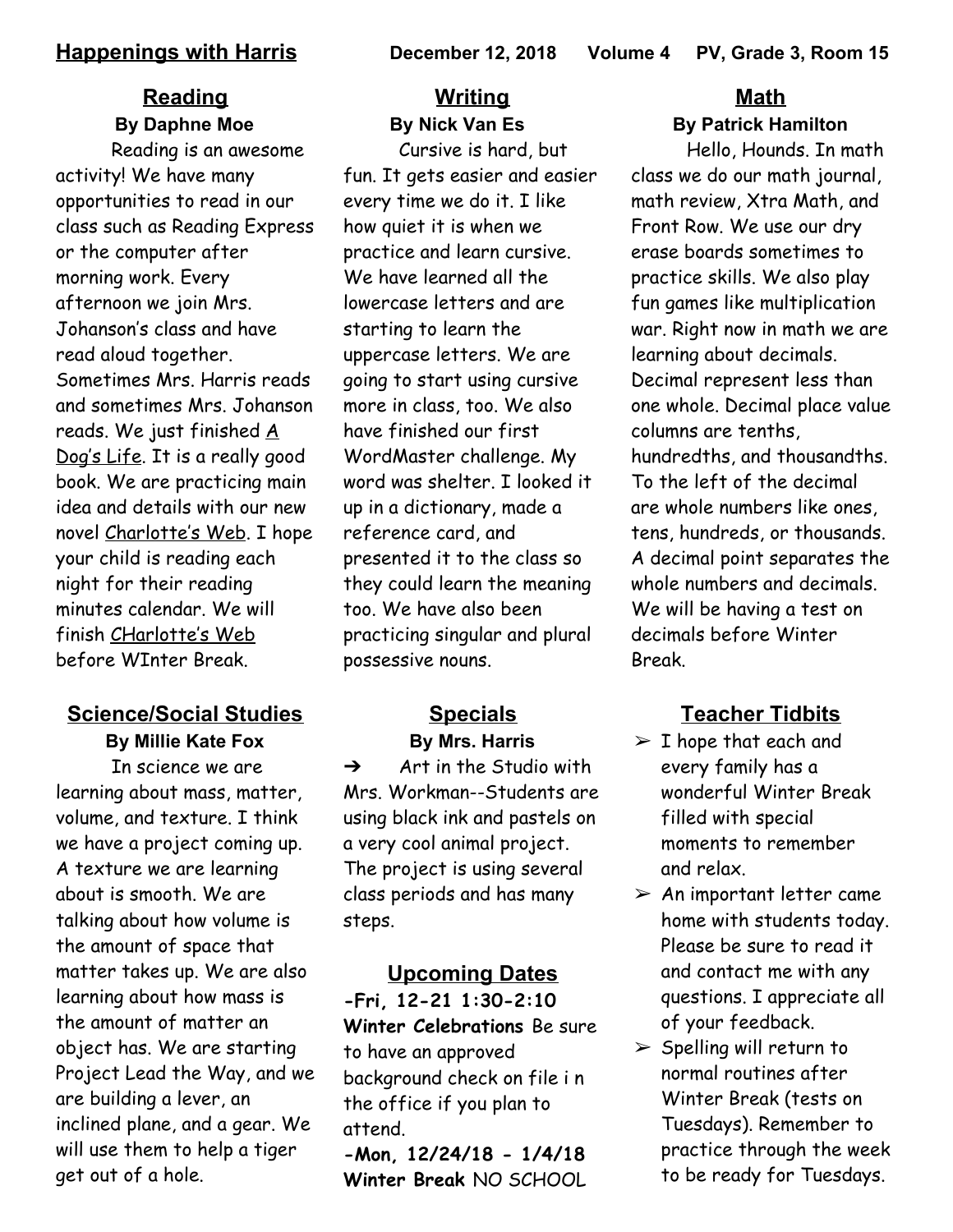# Happenings with Harris

**December 12, 2018 Volume 4 PV, Grade 3, Room 15**

## Reading

**By Daphne Moe**

Reading is an awesome activity! We have many opportunities to read in our class such as Reading Express or the computer after morning work. Every afternoon we join Mrs. Johanson's class and have read aloud together. Sometimes Mrs. Harris reads and sometimes Mrs. Johanson reads. We just finished <u>A Dog's Life</u>. It is a really good book. We are practicing main idea and details with our new novel <u>Charlotte's Web</u>. I hope your child is reading each night for their reading minutes calendar. We will finish <u>CHarlotte's Web</u> before WInter Break.

## Writing

**By Nick Van Es**

Cursive is hard, but fun. It gets easier and easier every time we do it. I like how quiet it is when we practice and learn cursive. We have learned all the lowercase letters and are starting to learn the uppercase letters. We are going to start using cursive more in class, too. We also have finished our first WordMaster challenge. My word was shelter. I looked it up in a dictionary, made a reference card, and presented it to the class so they could learn the meaning too. We have also been practicing singular and plural possessive nouns.

## Math

**By Patrick Hamilton**

Hello, Hounds. In math class we do our math journal, math review, Xtra Math, and Front Row. We use our dry erase boards sometimes to practice skills. We also play fun games like multiplication war. Right now in math we are learning about decimals. Decimal represent less than one whole. Decimal place value columns are tenths, hundredths, and thousandths. To the left of the decimal are whole numbers like ones, tens, hundreds, or thousands. A decimal point separates the whole numbers and decimals. We will be having a test on decimals before Winter Break.

## Science/Social Studies

**By Millie Kate Fox**

In science we are learning about mass, matter, volume, and texture. I think we have a project coming up. A texture we are learning about is smooth. We are talking about how volume is the amount of space that matter takes up. We are also learning about how mass is the amount of matter an object has. We are starting Project Lead the Way, and we are building a lever, an inclined plane, and a gear. We will use them to help a tiger get out of a hole.

## Specials

**By Mrs. Harris**

➔ Art in the Studio with Mrs. Workman--Students are using black ink and pastels on a very cool animal project. The project is using several class periods and has many steps.

## Upcoming Dates

**-Fri, 12-21 1:30-2:10 Winter Celebrations** Be sure to have an approved background check on file i n the office if you plan to attend.

**-Mon, 12/24/18 - 1/4/18 Winter Break** NO SCHOOL

## Teacher Tidbits

- I hope that each and every family has a wonderful Winter Break filled with special moments to remember and relax.
- An important letter came home with students today. Please be sure to read it and contact me with any questions. I appreciate all of your feedback.
- Spelling will return to normal routines after Winter Break (tests on Tuesdays). Remember to practice through the week to be ready for Tuesdays.